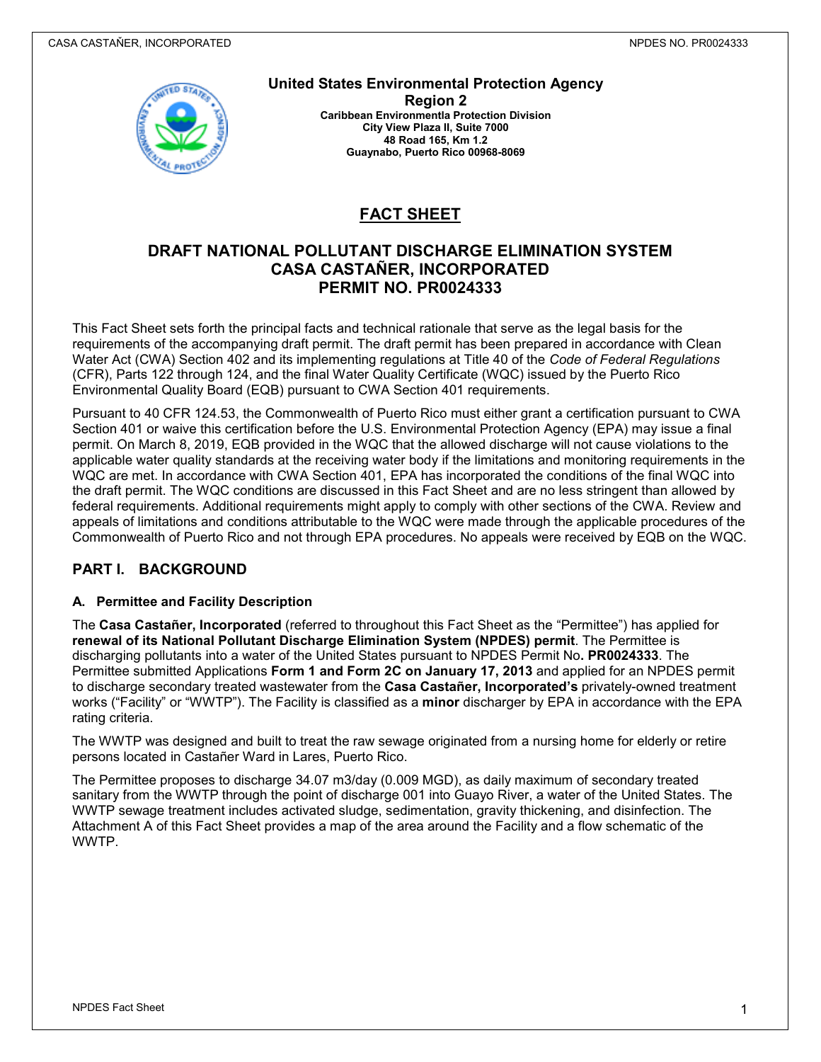**United States Environmental Protection Agency**
**Region 2**
**Caribbean Environmentla Protection Division**
**City View Plaza II, Suite 7000**
**48 Road 165, Km 1.2**
**Guaynabo, Puerto Rico 00968-8069**

# FACT SHEET

## DRAFT NATIONAL POLLUTANT DISCHARGE ELIMINATION SYSTEM CASA CASTAÑER, INCORPORATED PERMIT NO. PR0024333

This Fact Sheet sets forth the principal facts and technical rationale that serve as the legal basis for the requirements of the accompanying draft permit. The draft permit has been prepared in accordance with Clean Water Act (CWA) Section 402 and its implementing regulations at Title 40 of the *Code of Federal Regulations* (CFR), Parts 122 through 124, and the final Water Quality Certificate (WQC) issued by the Puerto Rico Environmental Quality Board (EQB) pursuant to CWA Section 401 requirements.

Pursuant to 40 CFR 124.53, the Commonwealth of Puerto Rico must either grant a certification pursuant to CWA Section 401 or waive this certification before the U.S. Environmental Protection Agency (EPA) may issue a final permit. On March 8, 2019, EQB provided in the WQC that the allowed discharge will not cause violations to the applicable water quality standards at the receiving water body if the limitations and monitoring requirements in the WQC are met. In accordance with CWA Section 401, EPA has incorporated the conditions of the final WQC into the draft permit. The WQC conditions are discussed in this Fact Sheet and are no less stringent than allowed by federal requirements. Additional requirements might apply to comply with other sections of the CWA. Review and appeals of limitations and conditions attributable to the WQC were made through the applicable procedures of the Commonwealth of Puerto Rico and not through EPA procedures. No appeals were received by EQB on the WQC.

## PART I. BACKGROUND

### A. Permittee and Facility Description

The **Casa Castañer, Incorporated** (referred to throughout this Fact Sheet as the "Permittee") has applied for **renewal of its National Pollutant Discharge Elimination System (NPDES) permit**. The Permittee is discharging pollutants into a water of the United States pursuant to NPDES Permit No**. PR0024333**. The Permittee submitted Applications **Form 1 and Form 2C on January 17, 2013** and applied for an NPDES permit to discharge secondary treated wastewater from the **Casa Castañer, Incorporated's** privately-owned treatment works ("Facility" or "WWTP"). The Facility is classified as a **minor** discharger by EPA in accordance with the EPA rating criteria.

The WWTP was designed and built to treat the raw sewage originated from a nursing home for elderly or retire persons located in Castañer Ward in Lares, Puerto Rico.

The Permittee proposes to discharge 34.07 m3/day (0.009 MGD), as daily maximum of secondary treated sanitary from the WWTP through the point of discharge 001 into Guayo River, a water of the United States. The WWTP sewage treatment includes activated sludge, sedimentation, gravity thickening, and disinfection. The Attachment A of this Fact Sheet provides a map of the area around the Facility and a flow schematic of the WWTP.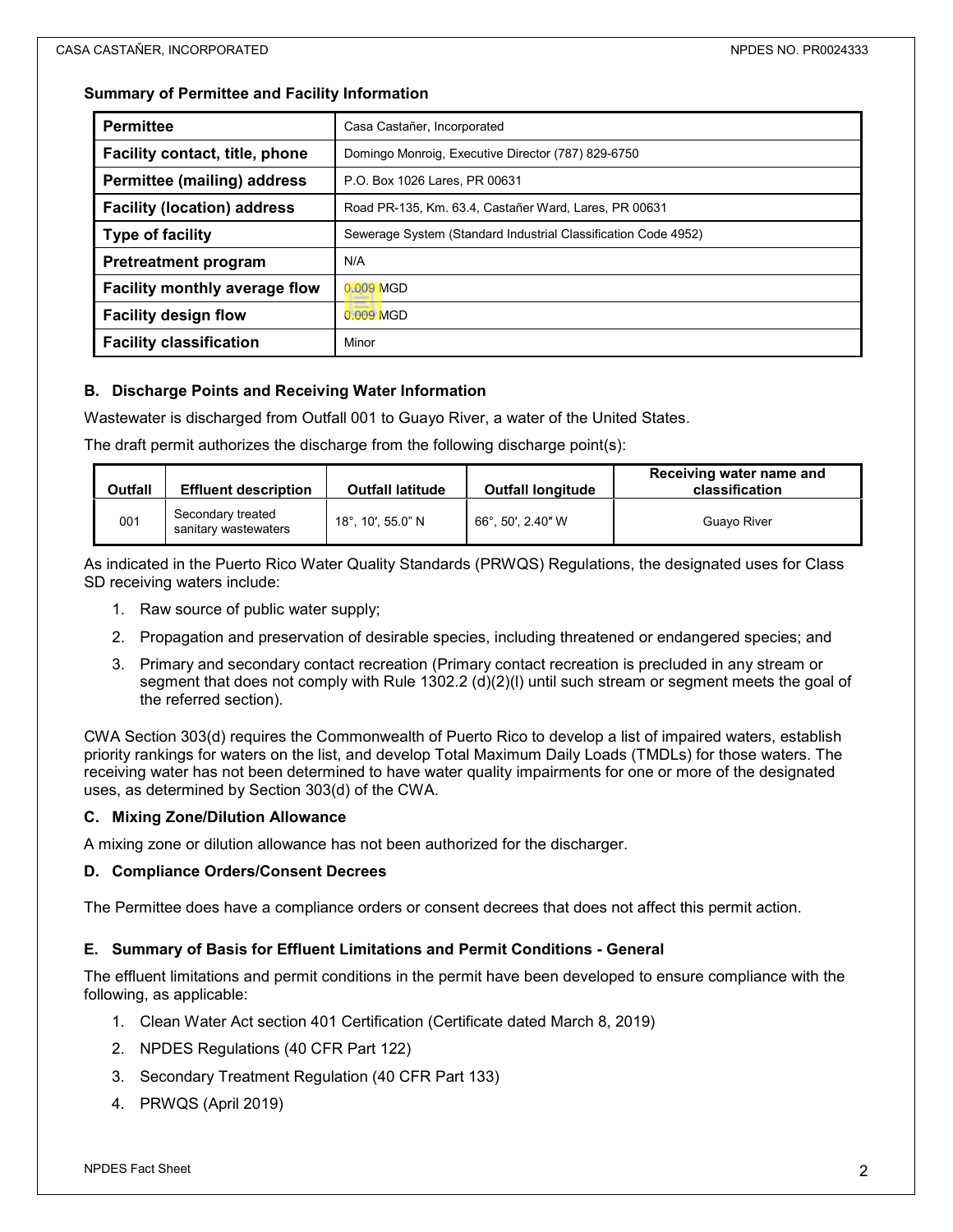### Summary of Permittee and Facility Information

| **Permittee** | Casa Castañer, Incorporated |
|---|---|
| **Facility contact, title, phone** | Domingo Monroig, Executive Director (787) 829-6750 |
| **Permittee (mailing) address** | P.O. Box 1026 Lares, PR 00631 |
| **Facility (location) address** | Road PR-135, Km. 63.4, Castañer Ward, Lares, PR 00631 |
| **Type of facility** | Sewerage System (Standard Industrial Classification Code 4952) |
| **Pretreatment program** | N/A |
| **Facility monthly average flow** | 0.009 MGD |
| **Facility design flow** | 0.009 MGD |
| **Facility classification** | Minor |

### B. Discharge Points and Receiving Water Information

Wastewater is discharged from Outfall 001 to Guayo River, a water of the United States.

The draft permit authorizes the discharge from the following discharge point(s):

| Outfall | Effluent description | Outfall latitude | Outfall longitude | Receiving water name and classification |
|---|---|---|---|---|
| 001 | Secondary treated sanitary wastewaters | 18°, 10′, 55.0" N | 66°, 50′, 2.40″ W | Guayo River |

As indicated in the Puerto Rico Water Quality Standards (PRWQS) Regulations, the designated uses for Class SD receiving waters include:

1. Raw source of public water supply;
2. Propagation and preservation of desirable species, including threatened or endangered species; and
3. Primary and secondary contact recreation (Primary contact recreation is precluded in any stream or segment that does not comply with Rule 1302.2 (d)(2)(I) until such stream or segment meets the goal of the referred section).

CWA Section 303(d) requires the Commonwealth of Puerto Rico to develop a list of impaired waters, establish priority rankings for waters on the list, and develop Total Maximum Daily Loads (TMDLs) for those waters. The receiving water has not been determined to have water quality impairments for one or more of the designated uses, as determined by Section 303(d) of the CWA.

### C. Mixing Zone/Dilution Allowance

A mixing zone or dilution allowance has not been authorized for the discharger.

### D. Compliance Orders/Consent Decrees

The Permittee does have a compliance orders or consent decrees that does not affect this permit action.

### E. Summary of Basis for Effluent Limitations and Permit Conditions - General

The effluent limitations and permit conditions in the permit have been developed to ensure compliance with the following, as applicable:

1. Clean Water Act section 401 Certification (Certificate dated March 8, 2019)
2. NPDES Regulations (40 CFR Part 122)
3. Secondary Treatment Regulation (40 CFR Part 133)
4. PRWQS (April 2019)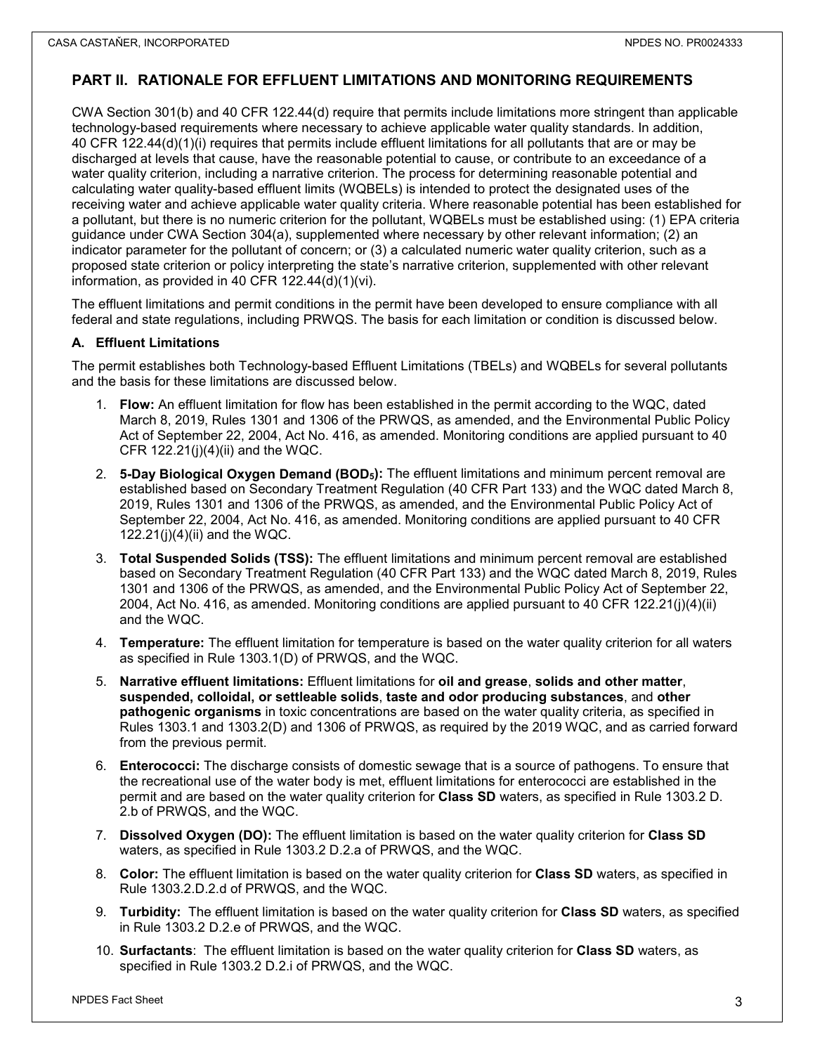## PART II. RATIONALE FOR EFFLUENT LIMITATIONS AND MONITORING REQUIREMENTS

CWA Section 301(b) and 40 CFR 122.44(d) require that permits include limitations more stringent than applicable technology-based requirements where necessary to achieve applicable water quality standards. In addition, 40 CFR 122.44(d)(1)(i) requires that permits include effluent limitations for all pollutants that are or may be discharged at levels that cause, have the reasonable potential to cause, or contribute to an exceedance of a water quality criterion, including a narrative criterion. The process for determining reasonable potential and calculating water quality-based effluent limits (WQBELs) is intended to protect the designated uses of the receiving water and achieve applicable water quality criteria. Where reasonable potential has been established for a pollutant, but there is no numeric criterion for the pollutant, WQBELs must be established using: (1) EPA criteria guidance under CWA Section 304(a), supplemented where necessary by other relevant information; (2) an indicator parameter for the pollutant of concern; or (3) a calculated numeric water quality criterion, such as a proposed state criterion or policy interpreting the state's narrative criterion, supplemented with other relevant information, as provided in 40 CFR 122.44(d)(1)(vi).

The effluent limitations and permit conditions in the permit have been developed to ensure compliance with all federal and state regulations, including PRWQS. The basis for each limitation or condition is discussed below.

### A. Effluent Limitations

The permit establishes both Technology-based Effluent Limitations (TBELs) and WQBELs for several pollutants and the basis for these limitations are discussed below.

1. **Flow:** An effluent limitation for flow has been established in the permit according to the WQC, dated March 8, 2019, Rules 1301 and 1306 of the PRWQS, as amended, and the Environmental Public Policy Act of September 22, 2004, Act No. 416, as amended. Monitoring conditions are applied pursuant to 40 CFR 122.21(j)(4)(ii) and the WQC.
2. **5-Day Biological Oxygen Demand ($BOD_5$):** The effluent limitations and minimum percent removal are established based on Secondary Treatment Regulation (40 CFR Part 133) and the WQC dated March 8, 2019, Rules 1301 and 1306 of the PRWQS, as amended, and the Environmental Public Policy Act of September 22, 2004, Act No. 416, as amended. Monitoring conditions are applied pursuant to 40 CFR 122.21(j)(4)(ii) and the WQC.
3. **Total Suspended Solids (TSS):** The effluent limitations and minimum percent removal are established based on Secondary Treatment Regulation (40 CFR Part 133) and the WQC dated March 8, 2019, Rules 1301 and 1306 of the PRWQS, as amended, and the Environmental Public Policy Act of September 22, 2004, Act No. 416, as amended. Monitoring conditions are applied pursuant to 40 CFR 122.21(j)(4)(ii) and the WQC.
4. **Temperature:** The effluent limitation for temperature is based on the water quality criterion for all waters as specified in Rule 1303.1(D) of PRWQS, and the WQC.
5. **Narrative effluent limitations:** Effluent limitations for **oil and grease**, **solids and other matter**, **suspended, colloidal, or settleable solids**, **taste and odor producing substances**, and **other pathogenic organisms** in toxic concentrations are based on the water quality criteria, as specified in Rules 1303.1 and 1303.2(D) and 1306 of PRWQS, as required by the 2019 WQC, and as carried forward from the previous permit.
6. **Enterococci:** The discharge consists of domestic sewage that is a source of pathogens. To ensure that the recreational use of the water body is met, effluent limitations for enterococci are established in the permit and are based on the water quality criterion for **Class SD** waters, as specified in Rule 1303.2 D. 2.b of PRWQS, and the WQC.
7. **Dissolved Oxygen (DO):** The effluent limitation is based on the water quality criterion for **Class SD** waters, as specified in Rule 1303.2 D.2.a of PRWQS, and the WQC.
8. **Color:** The effluent limitation is based on the water quality criterion for **Class SD** waters, as specified in Rule 1303.2.D.2.d of PRWQS, and the WQC.
9. **Turbidity:** The effluent limitation is based on the water quality criterion for **Class SD** waters, as specified in Rule 1303.2 D.2.e of PRWQS, and the WQC.
10. **Surfactants**: The effluent limitation is based on the water quality criterion for **Class SD** waters, as specified in Rule 1303.2 D.2.i of PRWQS, and the WQC.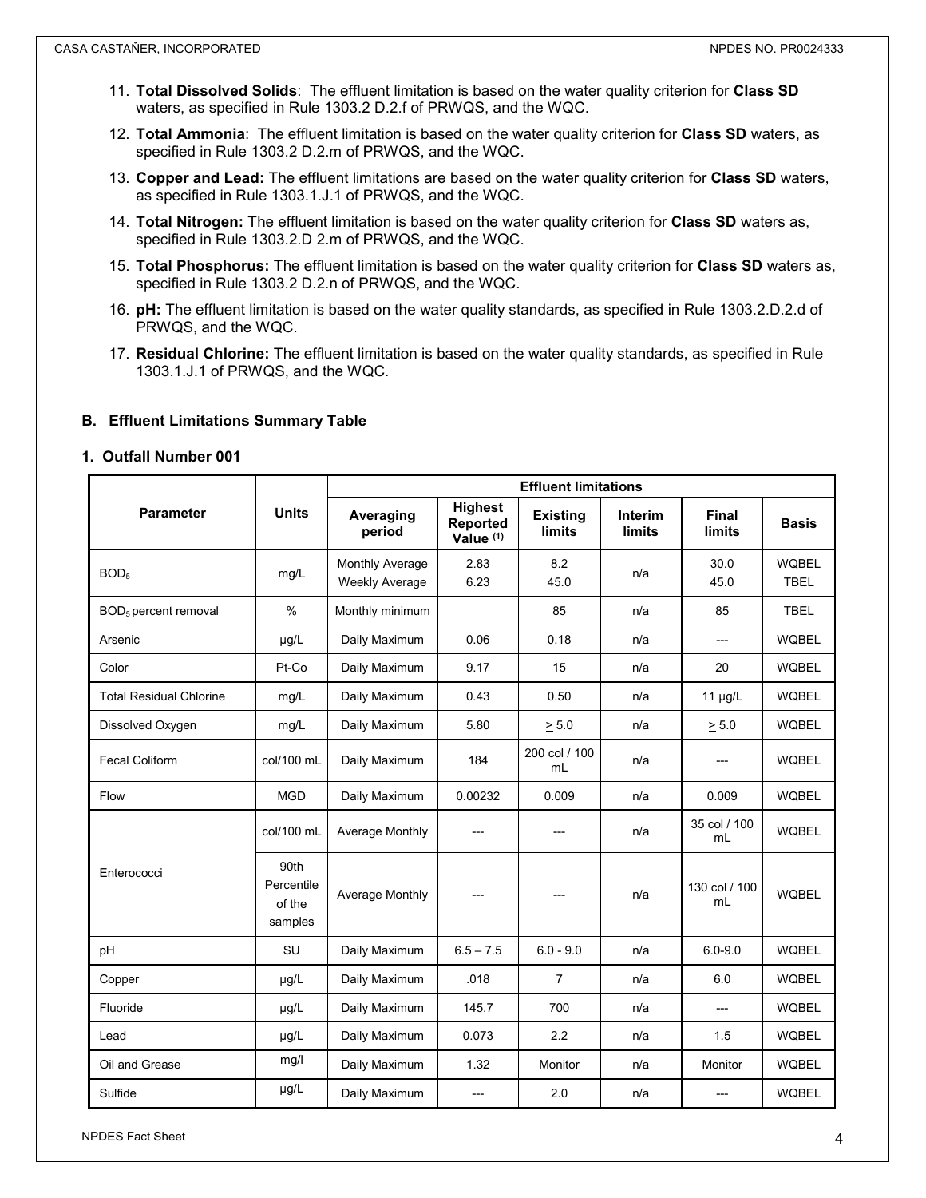11. **Total Dissolved Solids**: The effluent limitation is based on the water quality criterion for **Class SD** waters, as specified in Rule 1303.2 D.2.f of PRWQS, and the WQC.
12. **Total Ammonia**: The effluent limitation is based on the water quality criterion for **Class SD** waters, as specified in Rule 1303.2 D.2.m of PRWQS, and the WQC.
13. **Copper and Lead:** The effluent limitations are based on the water quality criterion for **Class SD** waters, as specified in Rule 1303.1.J.1 of PRWQS, and the WQC.
14. **Total Nitrogen:** The effluent limitation is based on the water quality criterion for **Class SD** waters as, specified in Rule 1303.2.D 2.m of PRWQS, and the WQC.
15. **Total Phosphorus:** The effluent limitation is based on the water quality criterion for **Class SD** waters as, specified in Rule 1303.2 D.2.n of PRWQS, and the WQC.
16. **pH:** The effluent limitation is based on the water quality standards, as specified in Rule 1303.2.D.2.d of PRWQS, and the WQC.
17. **Residual Chlorine:** The effluent limitation is based on the water quality standards, as specified in Rule 1303.1.J.1 of PRWQS, and the WQC.

### B. Effluent Limitations Summary Table

#### 1. Outfall Number 001

| Parameter | Units | Effluent limitations | | | | | |
|---|---|---|---|---|---|---|---|
| | | Averaging period | Highest Reported Value [1] | Existing limits | Interim limits | Final limits | Basis |
| $BOD_5$ | mg/L | Monthly Average<br>Weekly Average | 2.83<br>6.23 | 8.2<br>45.0 | n/a | 30.0<br>45.0 | WQBEL<br>TBEL |
| $BOD_5$ percent removal | % | Monthly minimum | | 85 | n/a | 85 | TBEL |
| Arsenic | µg/L | Daily Maximum | 0.06 | 0.18 | n/a | --- | WQBEL |
| Color | Pt-Co | Daily Maximum | 9.17 | 15 | n/a | 20 | WQBEL |
| Total Residual Chlorine | mg/L | Daily Maximum | 0.43 | 0.50 | n/a | 11 µg/L | WQBEL |
| Dissolved Oxygen | mg/L | Daily Maximum | 5.80 | $\geq$ 5.0 | n/a | $\geq$ 5.0 | WQBEL |
| Fecal Coliform | col/100 mL | Daily Maximum | 184 | 200 col / 100 mL | n/a | --- | WQBEL |
| Flow | MGD | Daily Maximum | 0.00232 | 0.009 | n/a | 0.009 | WQBEL |
| Enterococci | col/100 mL | Average Monthly | --- | --- | n/a | 35 col / 100 mL | WQBEL |
| | 90th Percentile of the samples | Average Monthly | --- | --- | n/a | 130 col / 100 mL | WQBEL |
| pH | SU | Daily Maximum | 6.5 – 7.5 | 6.0 - 9.0 | n/a | 6.0-9.0 | WQBEL |
| Copper | µg/L | Daily Maximum | .018 | 7 | n/a | 6.0 | WQBEL |
| Fluoride | µg/L | Daily Maximum | 145.7 | 700 | n/a | --- | WQBEL |
| Lead | µg/L | Daily Maximum | 0.073 | 2.2 | n/a | 1.5 | WQBEL |
| Oil and Grease | mg/l | Daily Maximum | 1.32 | Monitor | n/a | Monitor | WQBEL |
| Sulfide | µg/L | Daily Maximum | --- | 2.0 | n/a | --- | WQBEL |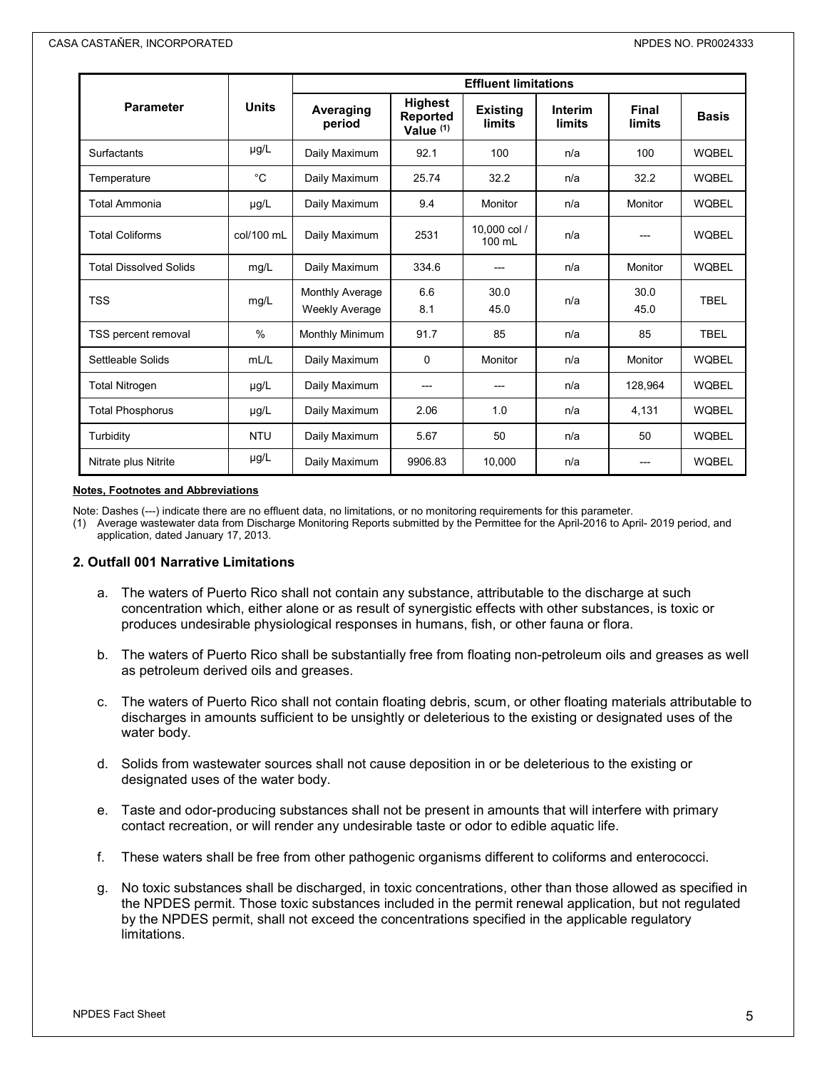| Parameter | Units | Effluent limitations | | | | | |
|---|---|---|---|---|---|---|---|
| | | Averaging period | Highest Reported Value (1) | Existing limits | Interim limits | Final limits | Basis |
| Surfactants | µg/L | Daily Maximum | 92.1 | 100 | n/a | 100 | WQBEL |
| Temperature | °C | Daily Maximum | 25.74 | 32.2 | n/a | 32.2 | WQBEL |
| Total Ammonia | µg/L | Daily Maximum | 9.4 | Monitor | n/a | Monitor | WQBEL |
| Total Coliforms | col/100 mL | Daily Maximum | 2531 | 10,000 col / 100 mL | n/a | --- | WQBEL |
| Total Dissolved Solids | mg/L | Daily Maximum | 334.6 | --- | n/a | Monitor | WQBEL |
| TSS | mg/L | Monthly Average<br>Weekly Average | 6.6<br>8.1 | 30.0<br>45.0 | n/a | 30.0<br>45.0 | TBEL |
| TSS percent removal | % | Monthly Minimum | 91.7 | 85 | n/a | 85 | TBEL |
| Settleable Solids | mL/L | Daily Maximum | 0 | Monitor | n/a | Monitor | WQBEL |
| Total Nitrogen | µg/L | Daily Maximum | --- | --- | n/a | 128,964 | WQBEL |
| Total Phosphorus | µg/L | Daily Maximum | 2.06 | 1.0 | n/a | 4,131 | WQBEL |
| Turbidity | NTU | Daily Maximum | 5.67 | 50 | n/a | 50 | WQBEL |
| Nitrate plus Nitrite | µg/L | Daily Maximum | 9906.83 | 10,000 | n/a | --- | WQBEL |

**Notes, Footnotes and Abbreviations**

Note: Dashes (---) indicate there are no effluent data, no limitations, or no monitoring requirements for this parameter.
(1) Average wastewater data from Discharge Monitoring Reports submitted by the Permittee for the April-2016 to April- 2019 period, and application, dated January 17, 2013.

### 2. Outfall 001 Narrative Limitations

a. The waters of Puerto Rico shall not contain any substance, attributable to the discharge at such concentration which, either alone or as result of synergistic effects with other substances, is toxic or produces undesirable physiological responses in humans, fish, or other fauna or flora.

b. The waters of Puerto Rico shall be substantially free from floating non-petroleum oils and greases as well as petroleum derived oils and greases.

c. The waters of Puerto Rico shall not contain floating debris, scum, or other floating materials attributable to discharges in amounts sufficient to be unsightly or deleterious to the existing or designated uses of the water body.

d. Solids from wastewater sources shall not cause deposition in or be deleterious to the existing or designated uses of the water body.

e. Taste and odor-producing substances shall not be present in amounts that will interfere with primary contact recreation, or will render any undesirable taste or odor to edible aquatic life.

f. These waters shall be free from other pathogenic organisms different to coliforms and enterococci.

g. No toxic substances shall be discharged, in toxic concentrations, other than those allowed as specified in the NPDES permit. Those toxic substances included in the permit renewal application, but not regulated by the NPDES permit, shall not exceed the concentrations specified in the applicable regulatory limitations.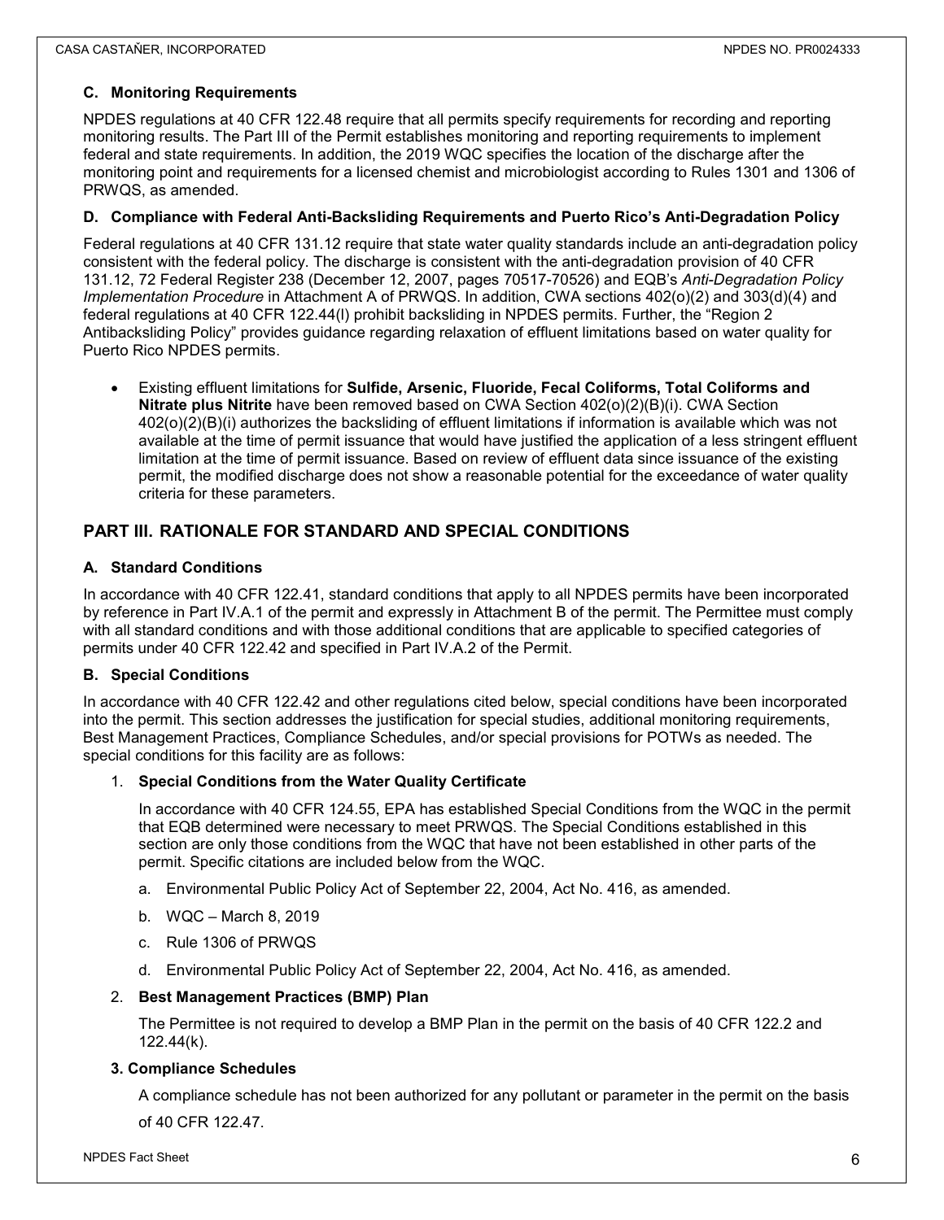### C. Monitoring Requirements

NPDES regulations at 40 CFR 122.48 require that all permits specify requirements for recording and reporting monitoring results. The Part III of the Permit establishes monitoring and reporting requirements to implement federal and state requirements. In addition, the 2019 WQC specifies the location of the discharge after the monitoring point and requirements for a licensed chemist and microbiologist according to Rules 1301 and 1306 of PRWQS, as amended.

### D. Compliance with Federal Anti-Backsliding Requirements and Puerto Rico's Anti-Degradation Policy

Federal regulations at 40 CFR 131.12 require that state water quality standards include an anti-degradation policy consistent with the federal policy. The discharge is consistent with the anti-degradation provision of 40 CFR 131.12, 72 Federal Register 238 (December 12, 2007, pages 70517-70526) and EQB's *Anti-Degradation Policy Implementation Procedure* in Attachment A of PRWQS. In addition, CWA sections 402(o)(2) and 303(d)(4) and federal regulations at 40 CFR 122.44(l) prohibit backsliding in NPDES permits. Further, the "Region 2 Antibacksliding Policy" provides guidance regarding relaxation of effluent limitations based on water quality for Puerto Rico NPDES permits.

- Existing effluent limitations for **Sulfide, Arsenic, Fluoride, Fecal Coliforms, Total Coliforms and Nitrate plus Nitrite** have been removed based on CWA Section 402(o)(2)(B)(i). CWA Section 402(o)(2)(B)(i) authorizes the backsliding of effluent limitations if information is available which was not available at the time of permit issuance that would have justified the application of a less stringent effluent limitation at the time of permit issuance. Based on review of effluent data since issuance of the existing permit, the modified discharge does not show a reasonable potential for the exceedance of water quality criteria for these parameters.

## PART III. RATIONALE FOR STANDARD AND SPECIAL CONDITIONS

### A. Standard Conditions

In accordance with 40 CFR 122.41, standard conditions that apply to all NPDES permits have been incorporated by reference in Part IV.A.1 of the permit and expressly in Attachment B of the permit. The Permittee must comply with all standard conditions and with those additional conditions that are applicable to specified categories of permits under 40 CFR 122.42 and specified in Part IV.A.2 of the Permit.

### B. Special Conditions

In accordance with 40 CFR 122.42 and other regulations cited below, special conditions have been incorporated into the permit. This section addresses the justification for special studies, additional monitoring requirements, Best Management Practices, Compliance Schedules, and/or special provisions for POTWs as needed. The special conditions for this facility are as follows:

1. **Special Conditions from the Water Quality Certificate**

   In accordance with 40 CFR 124.55, EPA has established Special Conditions from the WQC in the permit that EQB determined were necessary to meet PRWQS. The Special Conditions established in this section are only those conditions from the WQC that have not been established in other parts of the permit. Specific citations are included below from the WQC.

   a. Environmental Public Policy Act of September 22, 2004, Act No. 416, as amended.

   b. WQC – March 8, 2019

   c. Rule 1306 of PRWQS

   d. Environmental Public Policy Act of September 22, 2004, Act No. 416, as amended.

2. **Best Management Practices (BMP) Plan**

   The Permittee is not required to develop a BMP Plan in the permit on the basis of 40 CFR 122.2 and 122.44(k).

3. **Compliance Schedules**

   A compliance schedule has not been authorized for any pollutant or parameter in the permit on the basis of 40 CFR 122.47.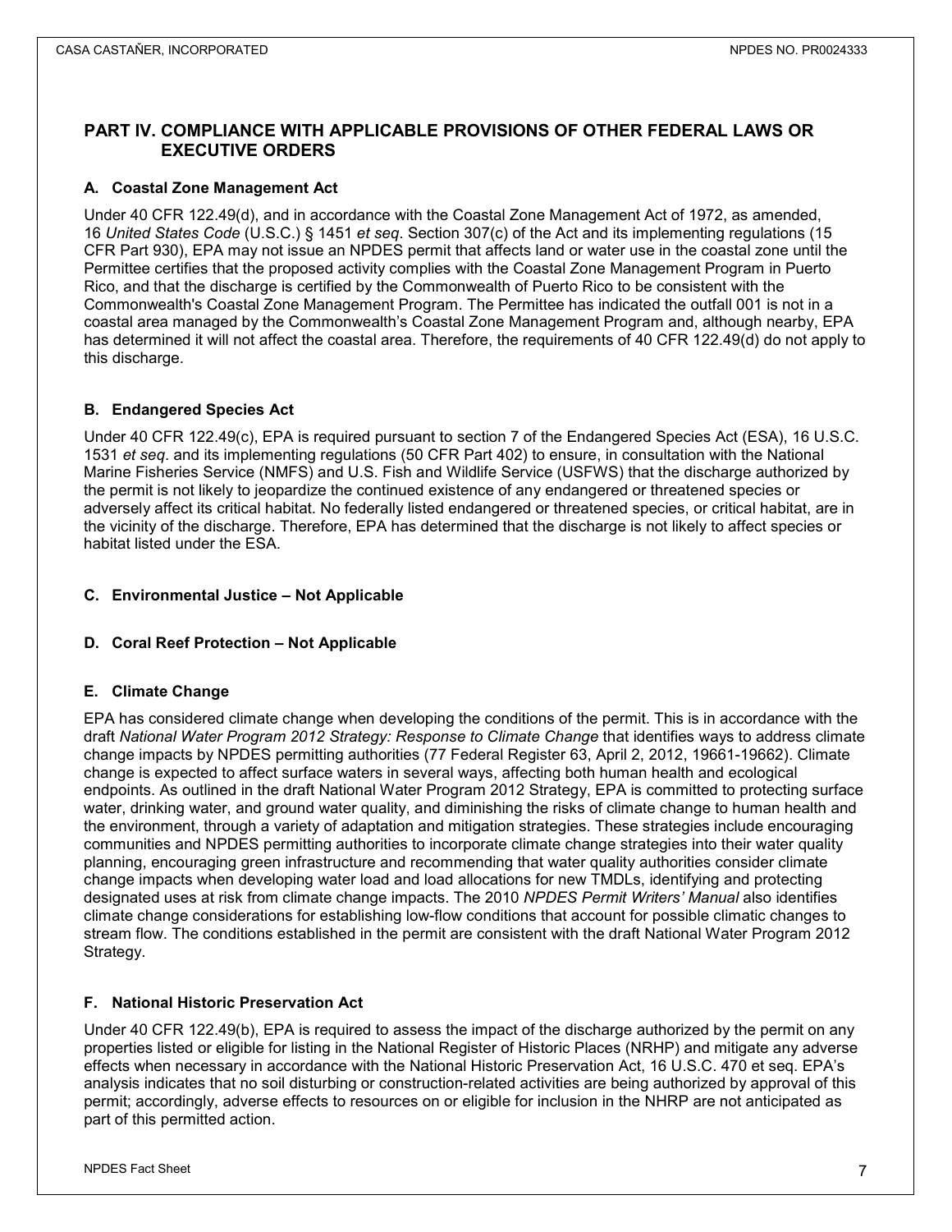## PART IV. COMPLIANCE WITH APPLICABLE PROVISIONS OF OTHER FEDERAL LAWS OR EXECUTIVE ORDERS

### A. Coastal Zone Management Act

Under 40 CFR 122.49(d), and in accordance with the Coastal Zone Management Act of 1972, as amended, 16 *United States Code* (U.S.C.) § 1451 *et seq*. Section 307(c) of the Act and its implementing regulations (15 CFR Part 930), EPA may not issue an NPDES permit that affects land or water use in the coastal zone until the Permittee certifies that the proposed activity complies with the Coastal Zone Management Program in Puerto Rico, and that the discharge is certified by the Commonwealth of Puerto Rico to be consistent with the Commonwealth's Coastal Zone Management Program. The Permittee has indicated the outfall 001 is not in a coastal area managed by the Commonwealth's Coastal Zone Management Program and, although nearby, EPA has determined it will not affect the coastal area. Therefore, the requirements of 40 CFR 122.49(d) do not apply to this discharge.

### B. Endangered Species Act

Under 40 CFR 122.49(c), EPA is required pursuant to section 7 of the Endangered Species Act (ESA), 16 U.S.C. 1531 *et seq*. and its implementing regulations (50 CFR Part 402) to ensure, in consultation with the National Marine Fisheries Service (NMFS) and U.S. Fish and Wildlife Service (USFWS) that the discharge authorized by the permit is not likely to jeopardize the continued existence of any endangered or threatened species or adversely affect its critical habitat. No federally listed endangered or threatened species, or critical habitat, are in the vicinity of the discharge. Therefore, EPA has determined that the discharge is not likely to affect species or habitat listed under the ESA.

### C. Environmental Justice – Not Applicable

### D. Coral Reef Protection – Not Applicable

### E. Climate Change

EPA has considered climate change when developing the conditions of the permit. This is in accordance with the draft *National Water Program 2012 Strategy: Response to Climate Change* that identifies ways to address climate change impacts by NPDES permitting authorities (77 Federal Register 63, April 2, 2012, 19661-19662). Climate change is expected to affect surface waters in several ways, affecting both human health and ecological endpoints. As outlined in the draft National Water Program 2012 Strategy, EPA is committed to protecting surface water, drinking water, and ground water quality, and diminishing the risks of climate change to human health and the environment, through a variety of adaptation and mitigation strategies. These strategies include encouraging communities and NPDES permitting authorities to incorporate climate change strategies into their water quality planning, encouraging green infrastructure and recommending that water quality authorities consider climate change impacts when developing water load and load allocations for new TMDLs, identifying and protecting designated uses at risk from climate change impacts. The 2010 *NPDES Permit Writers' Manual* also identifies climate change considerations for establishing low-flow conditions that account for possible climatic changes to stream flow. The conditions established in the permit are consistent with the draft National Water Program 2012 Strategy.

### F. National Historic Preservation Act

Under 40 CFR 122.49(b), EPA is required to assess the impact of the discharge authorized by the permit on any properties listed or eligible for listing in the National Register of Historic Places (NRHP) and mitigate any adverse effects when necessary in accordance with the National Historic Preservation Act, 16 U.S.C. 470 et seq. EPA's analysis indicates that no soil disturbing or construction-related activities are being authorized by approval of this permit; accordingly, adverse effects to resources on or eligible for inclusion in the NHRP are not anticipated as part of this permitted action.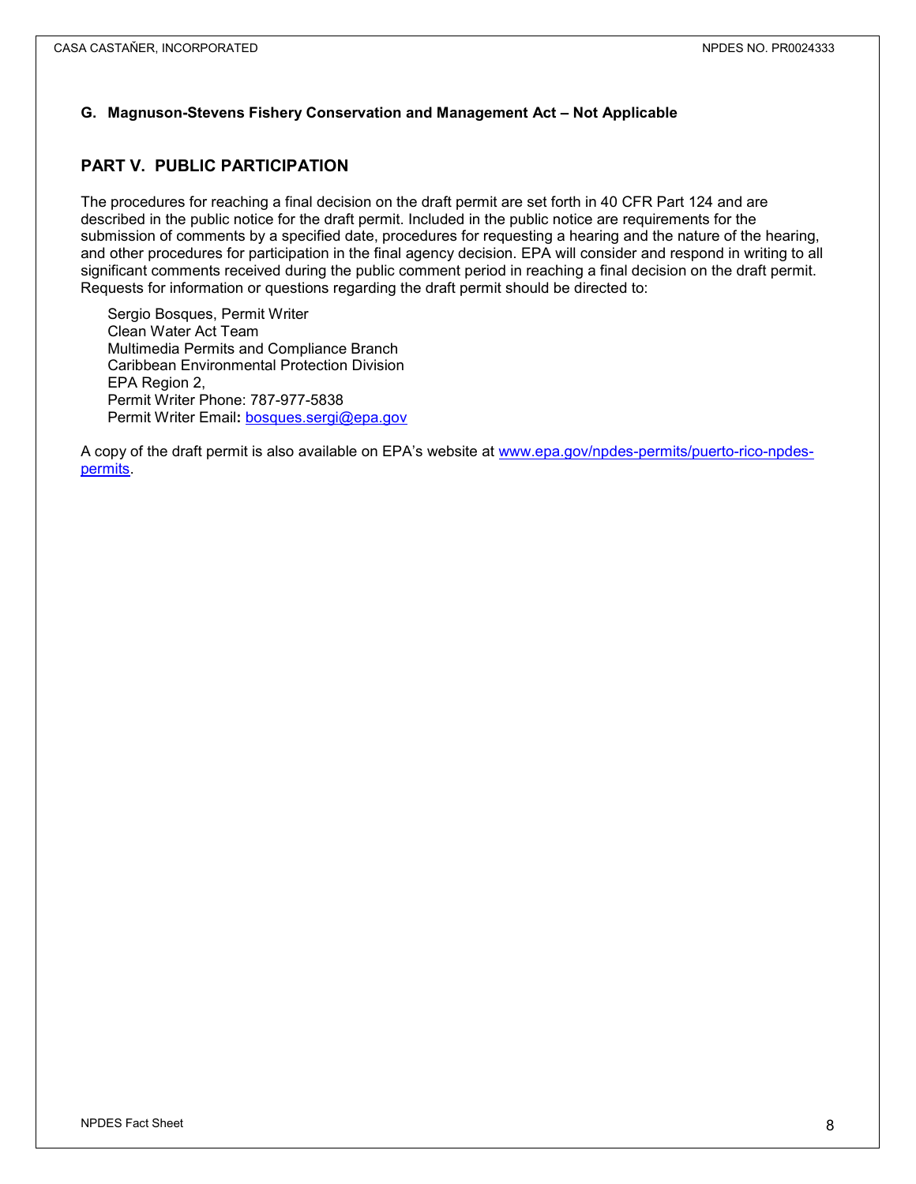### G. Magnuson-Stevens Fishery Conservation and Management Act – Not Applicable

## PART V. PUBLIC PARTICIPATION

The procedures for reaching a final decision on the draft permit are set forth in 40 CFR Part 124 and are described in the public notice for the draft permit. Included in the public notice are requirements for the submission of comments by a specified date, procedures for requesting a hearing and the nature of the hearing, and other procedures for participation in the final agency decision. EPA will consider and respond in writing to all significant comments received during the public comment period in reaching a final decision on the draft permit. Requests for information or questions regarding the draft permit should be directed to:

Sergio Bosques, Permit Writer
Clean Water Act Team
Multimedia Permits and Compliance Branch
Caribbean Environmental Protection Division
EPA Region 2,
Permit Writer Phone: 787-977-5838
Permit Writer Email**:** bosques.sergi@epa.gov

A copy of the draft permit is also available on EPA's website at www.epa.gov/npdes-permits/puerto-rico-npdes-permits.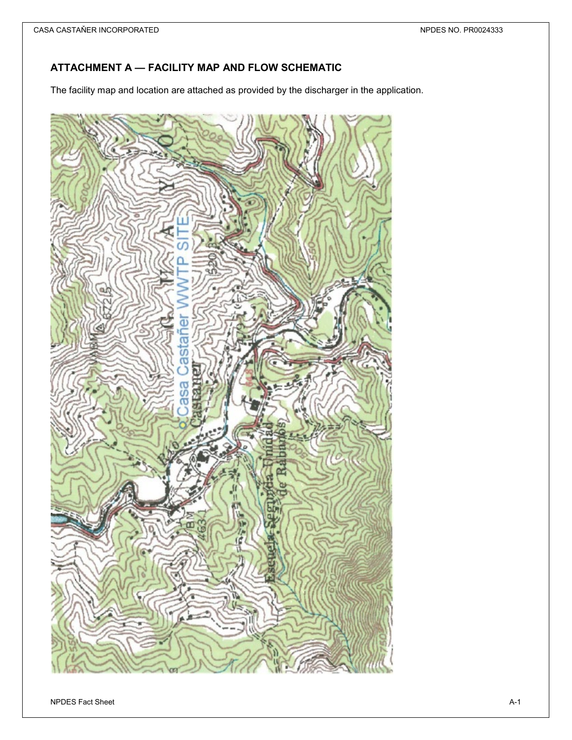## ATTACHMENT A — FACILITY MAP AND FLOW SCHEMATIC

The facility map and location are attached as provided by the discharger in the application.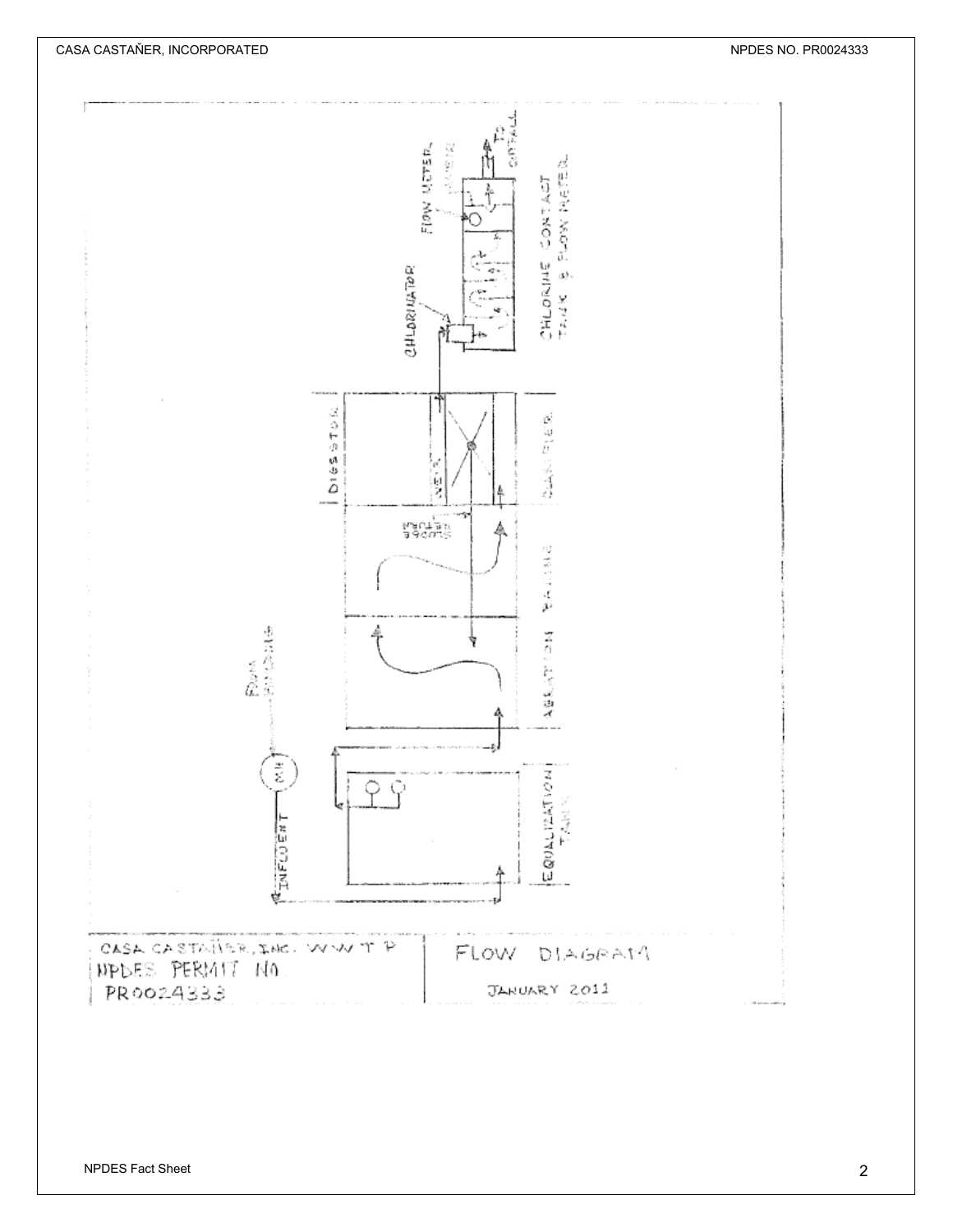FROM BUILDING

MH

INFLUENT

EQUALIZATION TANK

AERATION TANKS

SLUDGE RETURN

DIGESTOR

WEIR

CLARIFIER

CHLORINATOR

FLOW METER

CHLORINE CONTACT TANK & FLOW METER

TO OUTFALL

CASA CASTAÑER, INC. W.W.T.P
NPDES PERMIT NO
PR0024333

FLOW DIAGRAM

JANUARY 2011